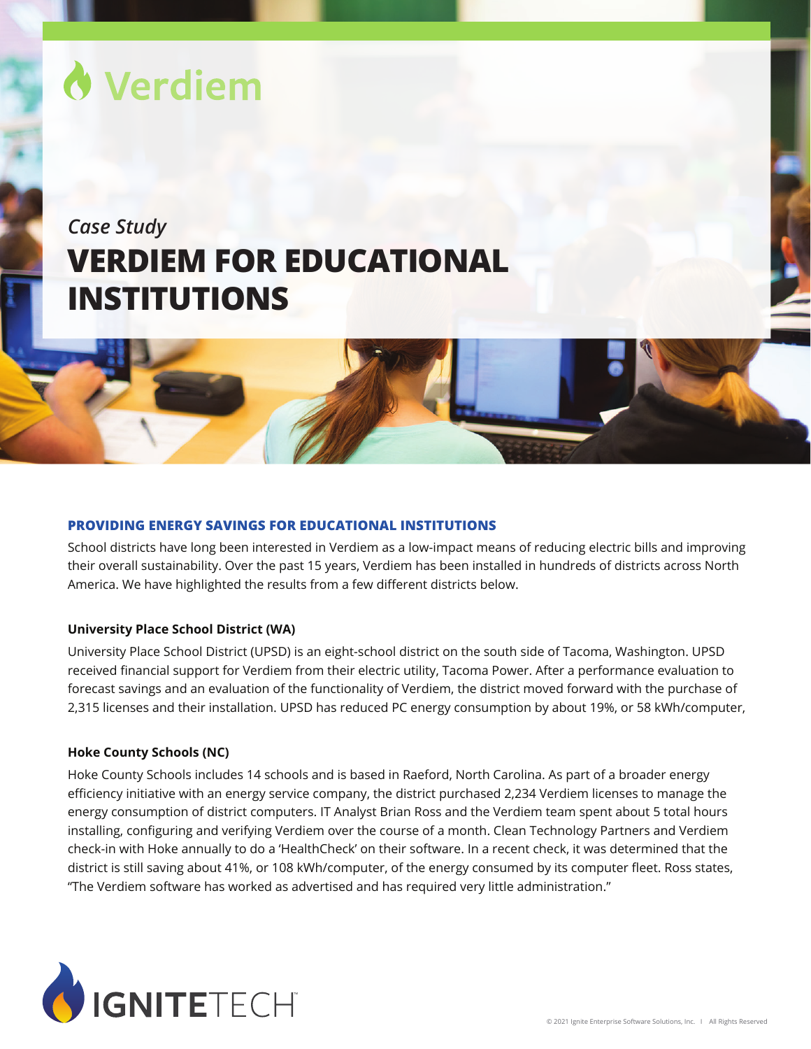Verdiem

*Case Study*

# VERDIEM FOR EDUCATIONAL INSTITUTIONS

## PROVIDING ENERGY SAVINGS FOR EDUCATIONAL INSTITUTIONS

School districts have long been interested in Verdiem as a low-impact means of reducing electric bills and improving their overall sustainability. Over the past 15 years, Verdiem has been installed in hundreds of districts across North America. We have highlighted the results from a few different districts below.

### University Place School District (WA)

University Place School District (UPSD) is an eight-school district on the south side of Tacoma, Washington. UPSD received financial support for Verdiem from their electric utility, Tacoma Power. After a performance evaluation to forecast savings and an evaluation of the functionality of Verdiem, the district moved forward with the purchase of 2,315 licenses and their installation. UPSD has reduced PC energy consumption by about 19%, or 58 kWh/computer,

### Hoke County Schools (NC)

Hoke County Schools includes 14 schools and is based in Raeford, North Carolina. As part of a broader energy efficiency initiative with an energy service company, the district purchased 2,234 Verdiem licenses to manage the energy consumption of district computers. IT Analyst Brian Ross and the Verdiem team spent about 5 total hours installing, configuring and verifying Verdiem over the course of a month. Clean Technology Partners and Verdiem check-in with Hoke annually to do a 'HealthCheck' on their software. In a recent check, it was determined that the district is still saving about 41%, or 108 kWh/computer, of the energy consumed by its computer fleet. Ross states, "The Verdiem software has worked as advertised and has required very little administration."

IGNITETECH

© 2021 Ignite Enterprise Software Solutions, Inc. I All Rights Reserved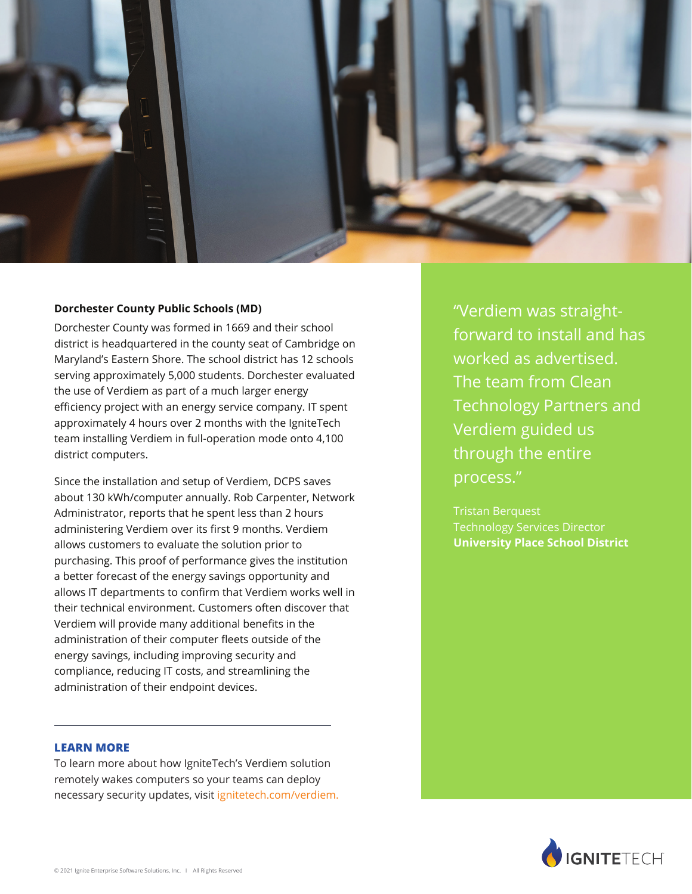**Dorchester County Public Schools (MD)**

Dorchester County was formed in 1669 and their school district is headquartered in the county seat of Cambridge on Maryland's Eastern Shore. The school district has 12 schools serving approximately 5,000 students. Dorchester evaluated the use of Verdiem as part of a much larger energy efficiency project with an energy service company. IT spent approximately 4 hours over 2 months with the IgniteTech team installing Verdiem in full-operation mode onto 4,100 district computers.

Since the installation and setup of Verdiem, DCPS saves about 130 kWh/computer annually. Rob Carpenter, Network Administrator, reports that he spent less than 2 hours administering Verdiem over its first 9 months. Verdiem allows customers to evaluate the solution prior to purchasing. This proof of performance gives the institution a better forecast of the energy savings opportunity and allows IT departments to confirm that Verdiem works well in their technical environment. Customers often discover that Verdiem will provide many additional benefits in the administration of their computer fleets outside of the energy savings, including improving security and compliance, reducing IT costs, and streamlining the administration of their endpoint devices.

"Verdiem was straight-forward to install and has worked as advertised. The team from Clean Technology Partners and Verdiem guided us through the entire process."

Tristan Berquest
Technology Services Director
**University Place School District**

---

**LEARN MORE**

To learn more about how IgniteTech's Verdiem solution remotely wakes computers so your teams can deploy necessary security updates, visit ignitetech.com/verdiem.

© 2021 Ignite Enterprise Software Solutions, Inc. | All Rights Reserved

IGNITETECH